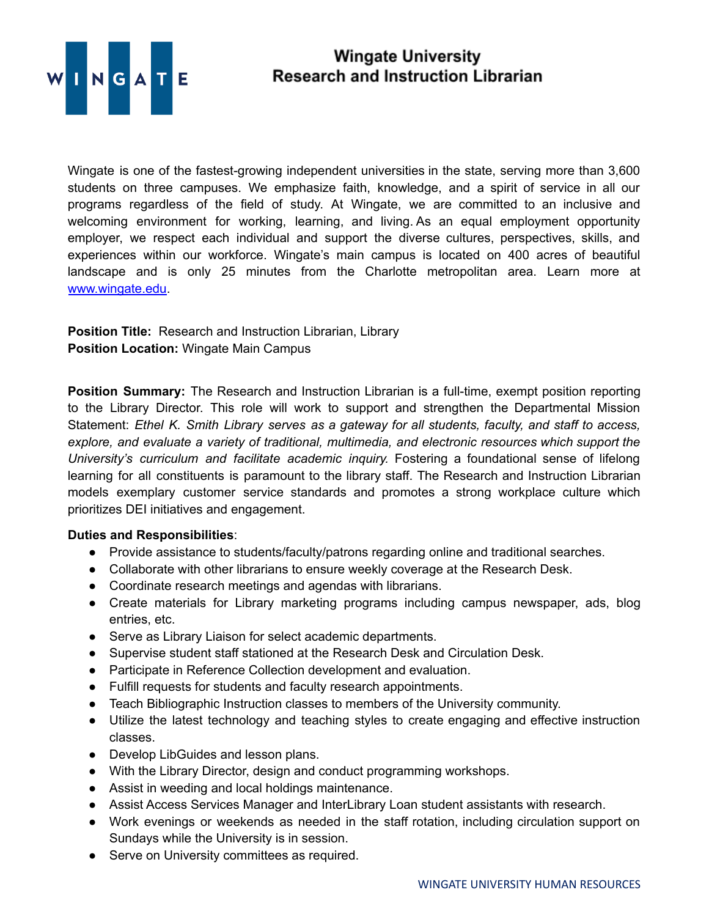# Wingate University
## Research and Instruction Librarian

Wingate is one of the fastest-growing independent universities in the state, serving more than 3,600 students on three campuses. We emphasize faith, knowledge, and a spirit of service in all our programs regardless of the field of study. At Wingate, we are committed to an inclusive and welcoming environment for working, learning, and living. As an equal employment opportunity employer, we respect each individual and support the diverse cultures, perspectives, skills, and experiences within our workforce. Wingate's main campus is located on 400 acres of beautiful landscape and is only 25 minutes from the Charlotte metropolitan area. Learn more at [www.wingate.edu](http://www.wingate.edu).

**Position Title:** Research and Instruction Librarian, Library
**Position Location:** Wingate Main Campus

**Position Summary:** The Research and Instruction Librarian is a full-time, exempt position reporting to the Library Director. This role will work to support and strengthen the Departmental Mission Statement: *Ethel K. Smith Library serves as a gateway for all students, faculty, and staff to access, explore, and evaluate a variety of traditional, multimedia, and electronic resources which support the University's curriculum and facilitate academic inquiry.* Fostering a foundational sense of lifelong learning for all constituents is paramount to the library staff. The Research and Instruction Librarian models exemplary customer service standards and promotes a strong workplace culture which prioritizes DEI initiatives and engagement.

**Duties and Responsibilities**:

- Provide assistance to students/faculty/patrons regarding online and traditional searches.
- Collaborate with other librarians to ensure weekly coverage at the Research Desk.
- Coordinate research meetings and agendas with librarians.
- Create materials for Library marketing programs including campus newspaper, ads, blog entries, etc.
- Serve as Library Liaison for select academic departments.
- Supervise student staff stationed at the Research Desk and Circulation Desk.
- Participate in Reference Collection development and evaluation.
- Fulfill requests for students and faculty research appointments.
- Teach Bibliographic Instruction classes to members of the University community.
- Utilize the latest technology and teaching styles to create engaging and effective instruction classes.
- Develop LibGuides and lesson plans.
- With the Library Director, design and conduct programming workshops.
- Assist in weeding and local holdings maintenance.
- Assist Access Services Manager and InterLibrary Loan student assistants with research.
- Work evenings or weekends as needed in the staff rotation, including circulation support on Sundays while the University is in session.
- Serve on University committees as required.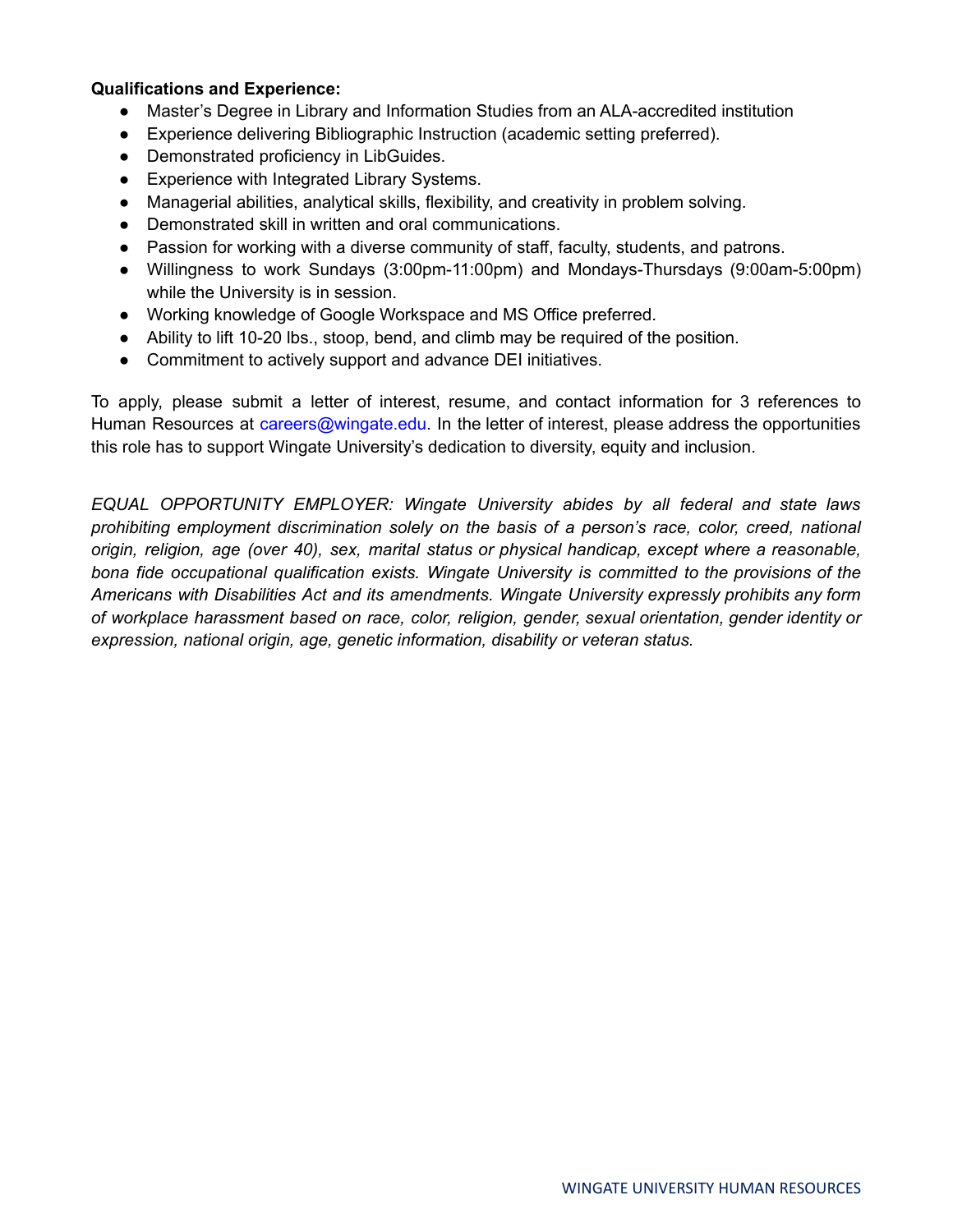**Qualifications and Experience:**

- Master's Degree in Library and Information Studies from an ALA-accredited institution
- Experience delivering Bibliographic Instruction (academic setting preferred).
- Demonstrated proficiency in LibGuides.
- Experience with Integrated Library Systems.
- Managerial abilities, analytical skills, flexibility, and creativity in problem solving.
- Demonstrated skill in written and oral communications.
- Passion for working with a diverse community of staff, faculty, students, and patrons.
- Willingness to work Sundays (3:00pm-11:00pm) and Mondays-Thursdays (9:00am-5:00pm) while the University is in session.
- Working knowledge of Google Workspace and MS Office preferred.
- Ability to lift 10-20 lbs., stoop, bend, and climb may be required of the position.
- Commitment to actively support and advance DEI initiatives.

To apply, please submit a letter of interest, resume, and contact information for 3 references to Human Resources at careers@wingate.edu. In the letter of interest, please address the opportunities this role has to support Wingate University's dedication to diversity, equity and inclusion.

*EQUAL OPPORTUNITY EMPLOYER: Wingate University abides by all federal and state laws prohibiting employment discrimination solely on the basis of a person's race, color, creed, national origin, religion, age (over 40), sex, marital status or physical handicap, except where a reasonable, bona fide occupational qualification exists. Wingate University is committed to the provisions of the Americans with Disabilities Act and its amendments. Wingate University expressly prohibits any form of workplace harassment based on race, color, religion, gender, sexual orientation, gender identity or expression, national origin, age, genetic information, disability or veteran status.*